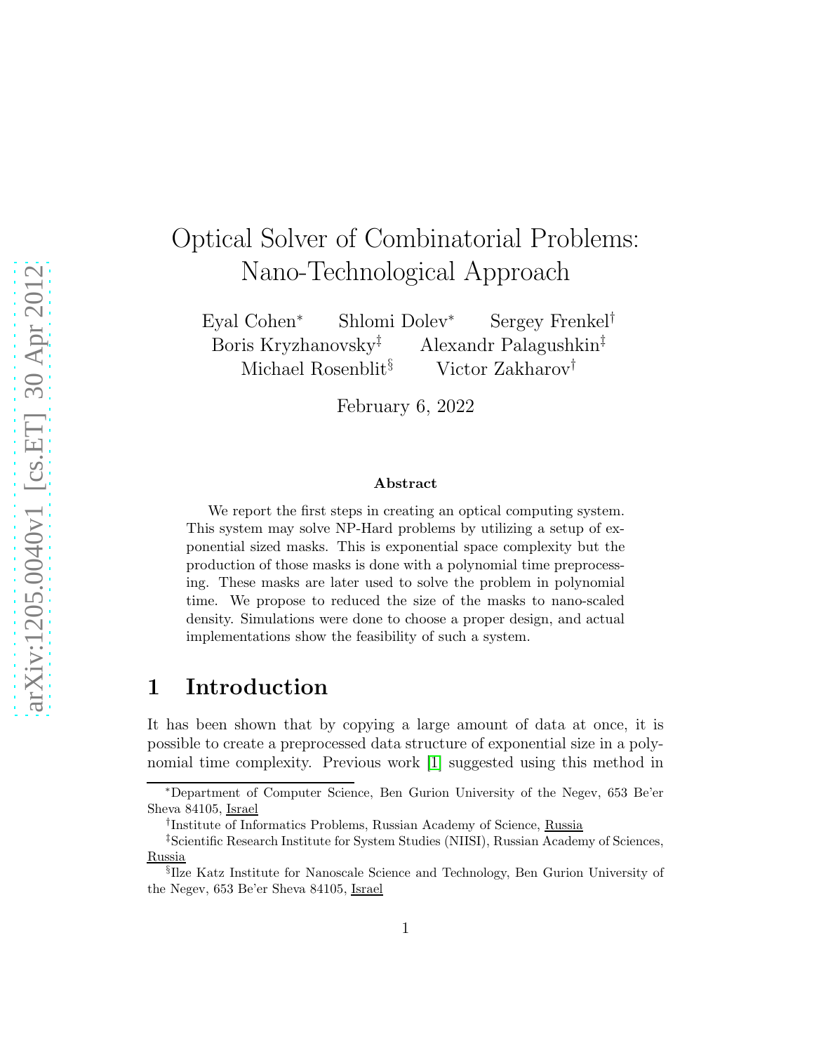# Optical Solver of Combinatorial Problems: Nano-Technological Approach

Eyal Cohen[*] Shlomi Dolev[*] Sergey Frenkel[†] Boris Kryzhanovsky[‡] Alexandr Palagushkin[‡] Michael Rosenblit[§] Victor Zakharov[†]

February 6, 2022

### Abstract

We report the first steps in creating an optical computing system. This system may solve NP-Hard problems by utilizing a setup of exponential sized masks. This is exponential space complexity but the production of those masks is done with a polynomial time preprocessing. These masks are later used to solve the problem in polynomial time. We propose to reduced the size of the masks to nano-scaled density. Simulations were done to choose a proper design, and actual implementations show the feasibility of such a system.

## 1 Introduction

It has been shown that by copying a large amount of data at once, it is possible to create a preprocessed data structure of exponential size in a polynomial time complexity. Previous work [1] suggested using this method in

---

[*]Department of Computer Science, Ben Gurion University of the Negev, 653 Be'er Sheva 84105, Israel

[†]Institute of Informatics Problems, Russian Academy of Science, Russia

[‡]Scientific Research Institute for System Studies (NIISI), Russian Academy of Sciences, Russia

[§]Ilze Katz Institute for Nanoscale Science and Technology, Ben Gurion University of the Negev, 653 Be'er Sheva 84105, Israel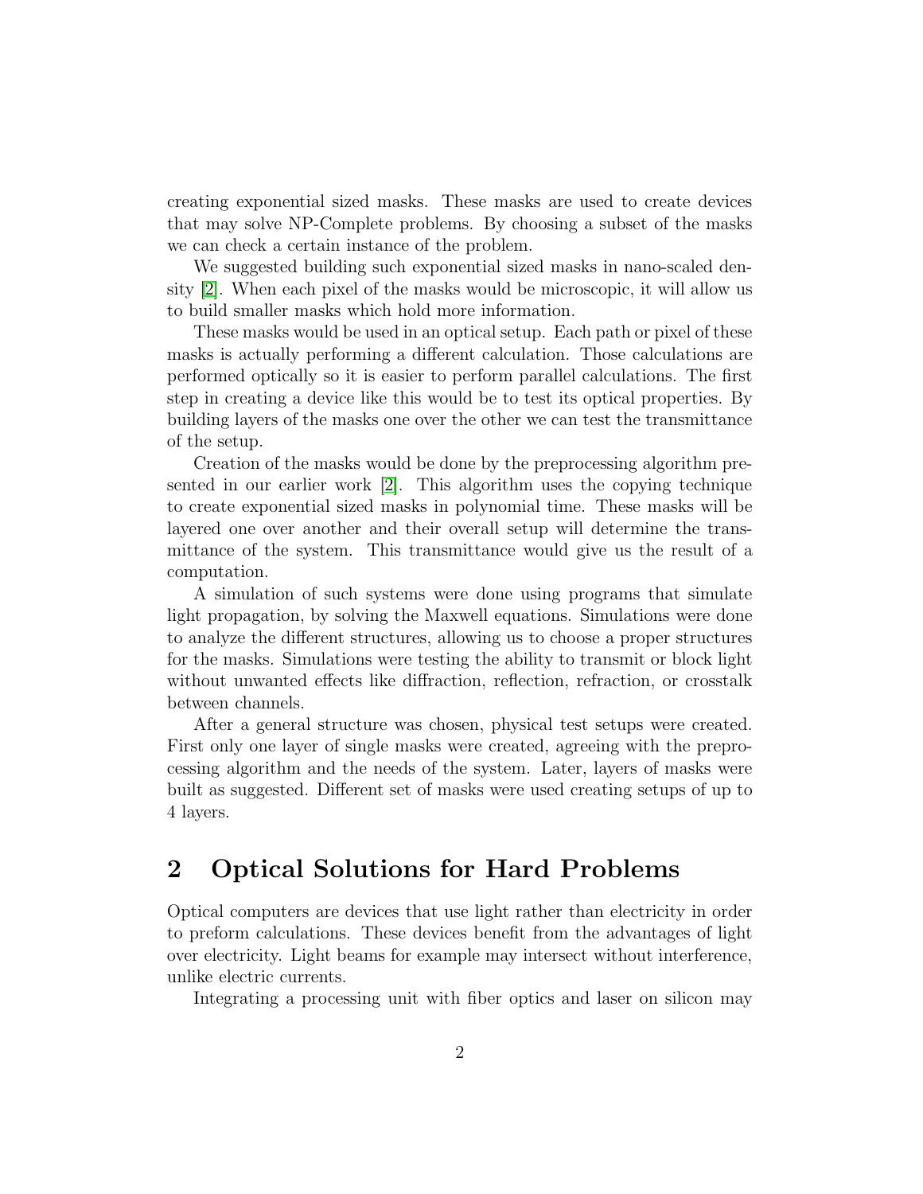creating exponential sized masks. These masks are used to create devices that may solve NP-Complete problems. By choosing a subset of the masks we can check a certain instance of the problem.

We suggested building such exponential sized masks in nano-scaled density [2]. When each pixel of the masks would be microscopic, it will allow us to build smaller masks which hold more information.

These masks would be used in an optical setup. Each path or pixel of these masks is actually performing a different calculation. Those calculations are performed optically so it is easier to perform parallel calculations. The first step in creating a device like this would be to test its optical properties. By building layers of the masks one over the other we can test the transmittance of the setup.

Creation of the masks would be done by the preprocessing algorithm presented in our earlier work [2]. This algorithm uses the copying technique to create exponential sized masks in polynomial time. These masks will be layered one over another and their overall setup will determine the transmittance of the system. This transmittance would give us the result of a computation.

A simulation of such systems were done using programs that simulate light propagation, by solving the Maxwell equations. Simulations were done to analyze the different structures, allowing us to choose a proper structures for the masks. Simulations were testing the ability to transmit or block light without unwanted effects like diffraction, reflection, refraction, or crosstalk between channels.

After a general structure was chosen, physical test setups were created. First only one layer of single masks were created, agreeing with the preprocessing algorithm and the needs of the system. Later, layers of masks were built as suggested. Different set of masks were used creating setups of up to 4 layers.

## 2 Optical Solutions for Hard Problems

Optical computers are devices that use light rather than electricity in order to preform calculations. These devices benefit from the advantages of light over electricity. Light beams for example may intersect without interference, unlike electric currents.

Integrating a processing unit with fiber optics and laser on silicon may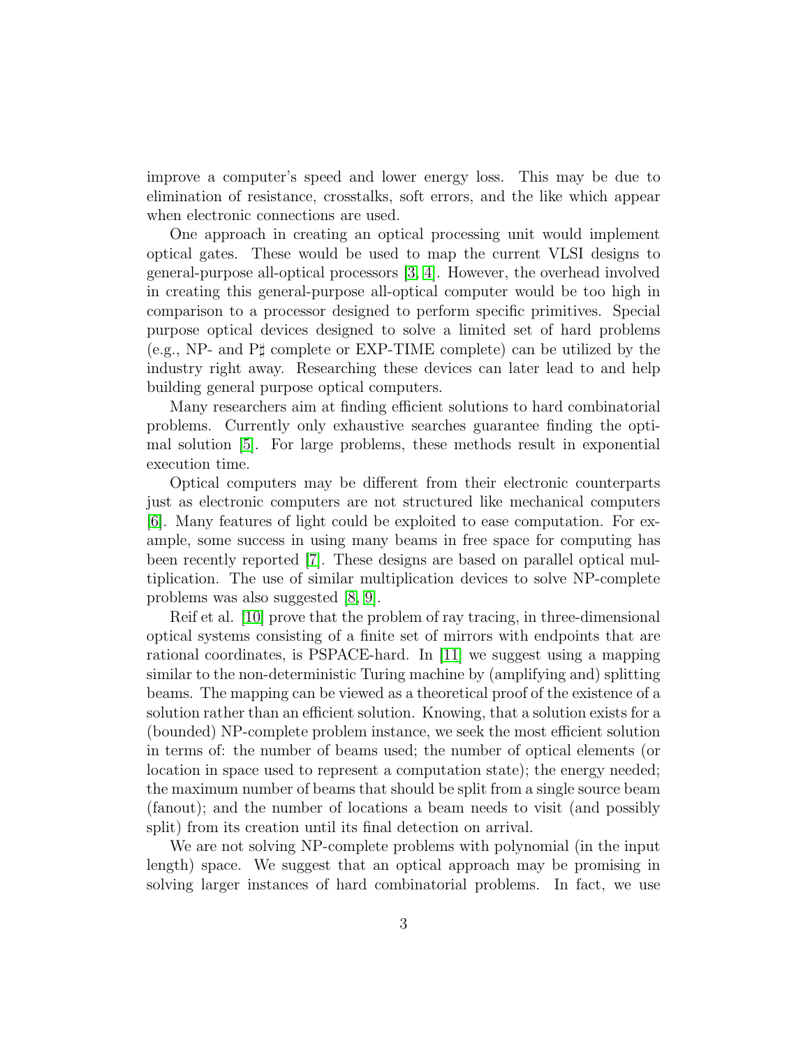improve a computer's speed and lower energy loss. This may be due to elimination of resistance, crosstalks, soft errors, and the like which appear when electronic connections are used.

One approach in creating an optical processing unit would implement optical gates. These would be used to map the current VLSI designs to general-purpose all-optical processors [3, 4]. However, the overhead involved in creating this general-purpose all-optical computer would be too high in comparison to a processor designed to perform specific primitives. Special purpose optical devices designed to solve a limited set of hard problems (e.g., NP- and P♯ complete or EXP-TIME complete) can be utilized by the industry right away. Researching these devices can later lead to and help building general purpose optical computers.

Many researchers aim at finding efficient solutions to hard combinatorial problems. Currently only exhaustive searches guarantee finding the optimal solution [5]. For large problems, these methods result in exponential execution time.

Optical computers may be different from their electronic counterparts just as electronic computers are not structured like mechanical computers [6]. Many features of light could be exploited to ease computation. For example, some success in using many beams in free space for computing has been recently reported [7]. These designs are based on parallel optical multiplication. The use of similar multiplication devices to solve NP-complete problems was also suggested [8, 9].

Reif et al. [10] prove that the problem of ray tracing, in three-dimensional optical systems consisting of a finite set of mirrors with endpoints that are rational coordinates, is PSPACE-hard. In [11] we suggest using a mapping similar to the non-deterministic Turing machine by (amplifying and) splitting beams. The mapping can be viewed as a theoretical proof of the existence of a solution rather than an efficient solution. Knowing, that a solution exists for a (bounded) NP-complete problem instance, we seek the most efficient solution in terms of: the number of beams used; the number of optical elements (or location in space used to represent a computation state); the energy needed; the maximum number of beams that should be split from a single source beam (fanout); and the number of locations a beam needs to visit (and possibly split) from its creation until its final detection on arrival.

We are not solving NP-complete problems with polynomial (in the input length) space. We suggest that an optical approach may be promising in solving larger instances of hard combinatorial problems. In fact, we use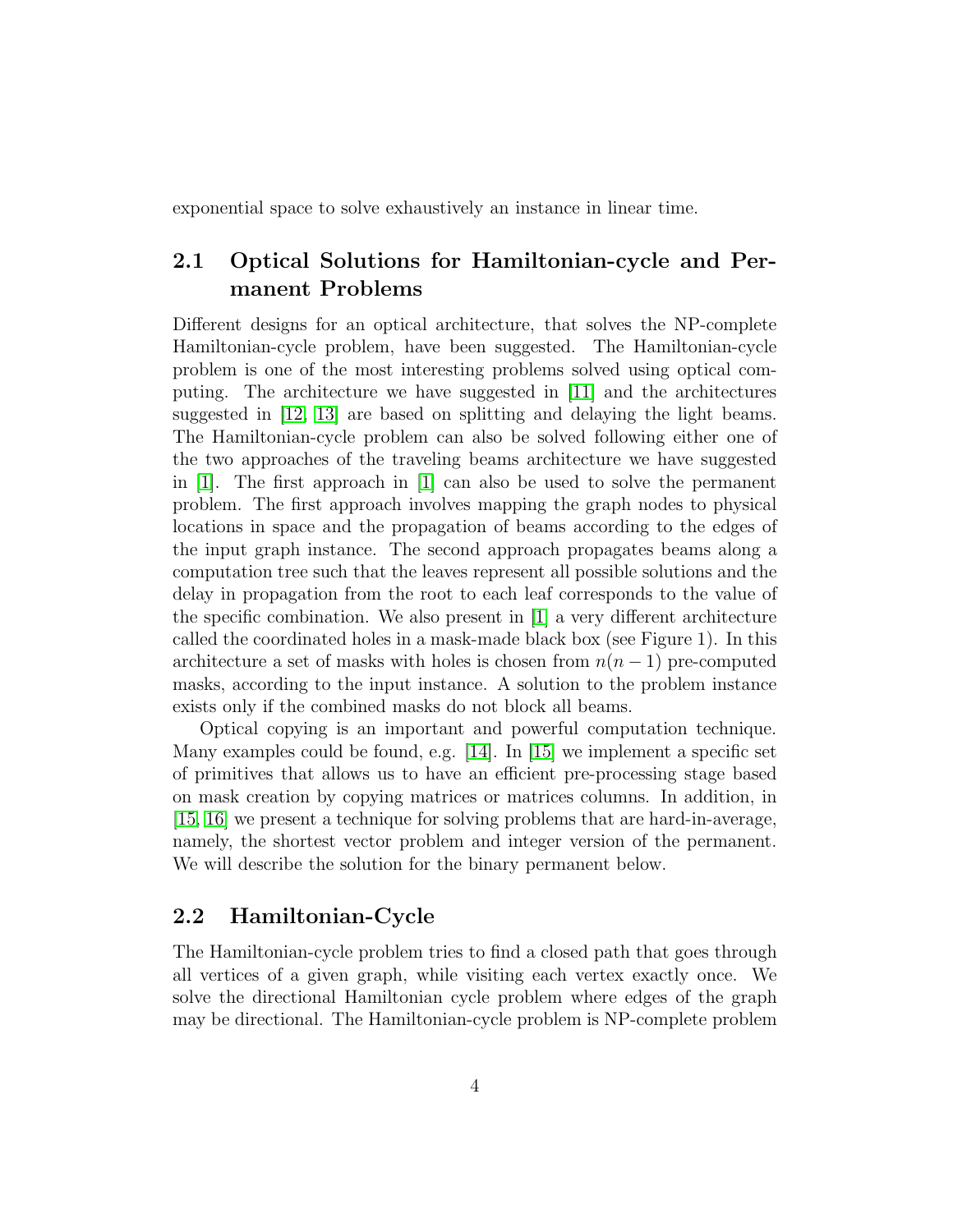exponential space to solve exhaustively an instance in linear time.

## 2.1 Optical Solutions for Hamiltonian-cycle and Permanent Problems

Different designs for an optical architecture, that solves the NP-complete Hamiltonian-cycle problem, have been suggested. The Hamiltonian-cycle problem is one of the most interesting problems solved using optical computing. The architecture we have suggested in [11] and the architectures suggested in [12, 13] are based on splitting and delaying the light beams. The Hamiltonian-cycle problem can also be solved following either one of the two approaches of the traveling beams architecture we have suggested in [1]. The first approach in [1] can also be used to solve the permanent problem. The first approach involves mapping the graph nodes to physical locations in space and the propagation of beams according to the edges of the input graph instance. The second approach propagates beams along a computation tree such that the leaves represent all possible solutions and the delay in propagation from the root to each leaf corresponds to the value of the specific combination. We also present in [1] a very different architecture called the coordinated holes in a mask-made black box (see Figure 1). In this architecture a set of masks with holes is chosen from $n(n-1)$ pre-computed masks, according to the input instance. A solution to the problem instance exists only if the combined masks do not block all beams.

Optical copying is an important and powerful computation technique. Many examples could be found, e.g. [14]. In [15] we implement a specific set of primitives that allows us to have an efficient pre-processing stage based on mask creation by copying matrices or matrices columns. In addition, in [15, 16] we present a technique for solving problems that are hard-in-average, namely, the shortest vector problem and integer version of the permanent. We will describe the solution for the binary permanent below.

## 2.2 Hamiltonian-Cycle

The Hamiltonian-cycle problem tries to find a closed path that goes through all vertices of a given graph, while visiting each vertex exactly once. We solve the directional Hamiltonian cycle problem where edges of the graph may be directional. The Hamiltonian-cycle problem is NP-complete problem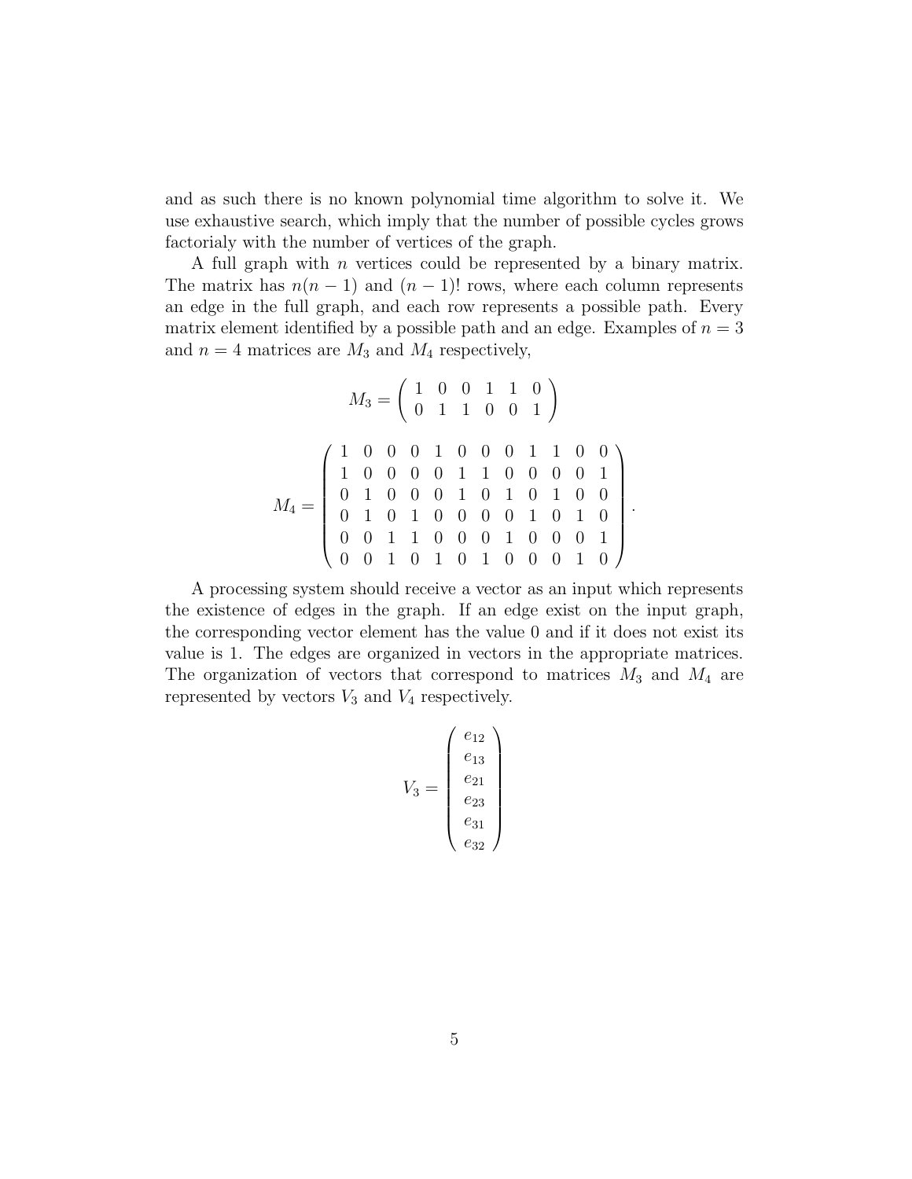and as such there is no known polynomial time algorithm to solve it. We use exhaustive search, which imply that the number of possible cycles grows factorialy with the number of vertices of the graph.

A full graph with $n$ vertices could be represented by a binary matrix. The matrix has $n(n-1)$ and $(n-1)!$ rows, where each column represents an edge in the full graph, and each row represents a possible path. Every matrix element identified by a possible path and an edge. Examples of $n=3$ and $n=4$ matrices are $M_3$ and $M_4$ respectively,

$$M_3 = \begin{pmatrix} 1 & 0 & 0 & 1 & 1 & 0 \\ 0 & 1 & 1 & 0 & 0 & 1 \end{pmatrix}$$

$$M_4 = \begin{pmatrix} 1 & 0 & 0 & 0 & 1 & 0 & 0 & 0 & 1 & 1 & 0 & 0 \\ 1 & 0 & 0 & 0 & 0 & 1 & 1 & 0 & 0 & 0 & 0 & 1 \\ 0 & 1 & 0 & 0 & 0 & 1 & 0 & 1 & 0 & 1 & 0 & 0 \\ 0 & 1 & 0 & 1 & 0 & 0 & 0 & 0 & 1 & 0 & 1 & 0 \\ 0 & 0 & 1 & 1 & 0 & 0 & 0 & 1 & 0 & 0 & 0 & 1 \\ 0 & 0 & 1 & 0 & 1 & 0 & 1 & 0 & 0 & 0 & 1 & 0 \end{pmatrix}.$$

A processing system should receive a vector as an input which represents the existence of edges in the graph. If an edge exist on the input graph, the corresponding vector element has the value 0 and if it does not exist its value is 1. The edges are organized in vectors in the appropriate matrices. The organization of vectors that correspond to matrices $M_3$ and $M_4$ are represented by vectors $V_3$ and $V_4$ respectively.

$$V_3 = \begin{pmatrix} e_{12} \\ e_{13} \\ e_{21} \\ e_{23} \\ e_{31} \\ e_{32} \end{pmatrix}$$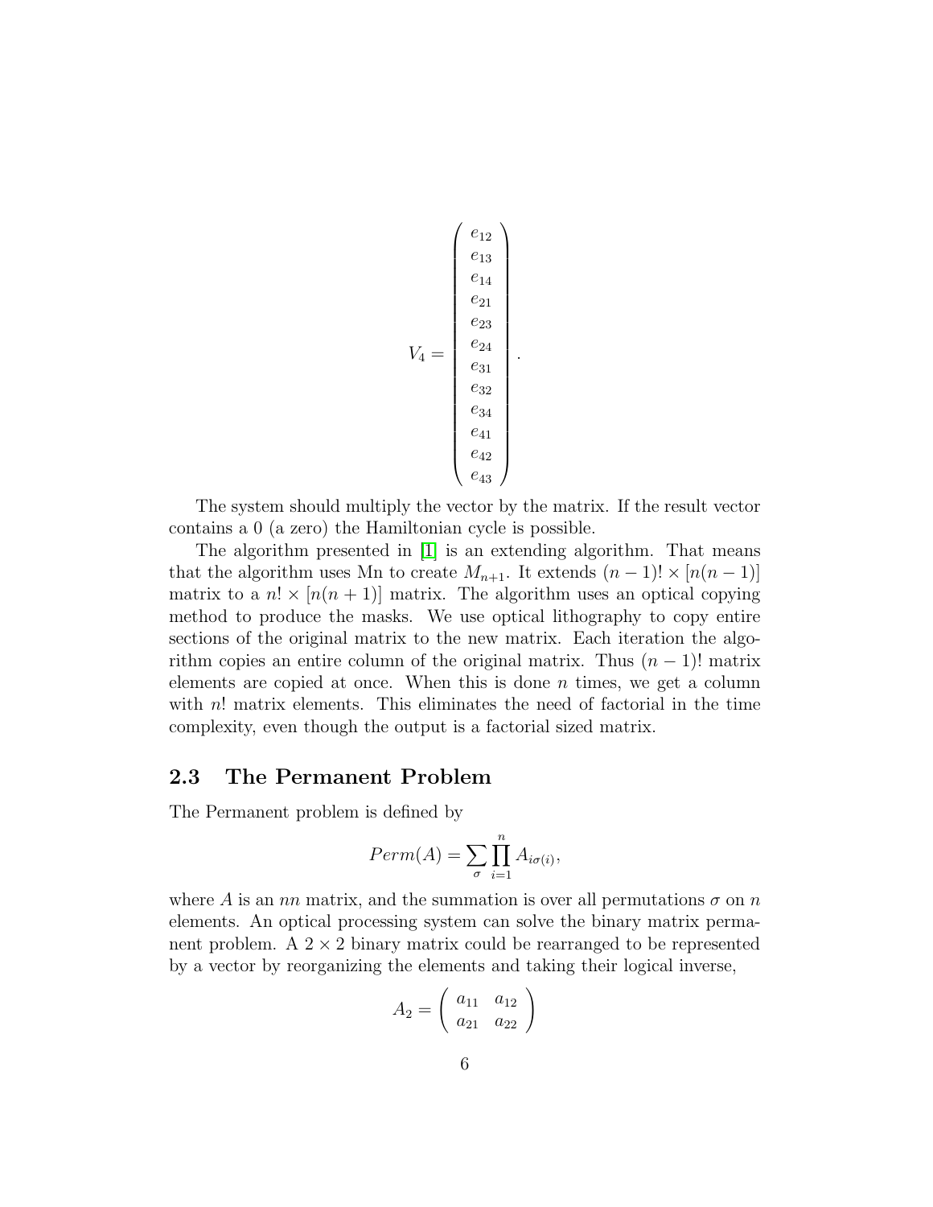$$V_4 = \begin{pmatrix} e_{12} \\ e_{13} \\ e_{14} \\ e_{21} \\ e_{23} \\ e_{24} \\ e_{31} \\ e_{32} \\ e_{34} \\ e_{41} \\ e_{42} \\ e_{43} \end{pmatrix}.$$

The system should multiply the vector by the matrix. If the result vector contains a 0 (a zero) the Hamiltonian cycle is possible.

The algorithm presented in [1] is an extending algorithm. That means that the algorithm uses Mn to create $M_{n+1}$. It extends $(n-1)! \times [n(n-1)]$ matrix to a $n! \times [n(n+1)]$ matrix. The algorithm uses an optical copying method to produce the masks. We use optical lithography to copy entire sections of the original matrix to the new matrix. Each iteration the algorithm copies an entire column of the original matrix. Thus $(n-1)!$ matrix elements are copied at once. When this is done $n$ times, we get a column with $n!$ matrix elements. This eliminates the need of factorial in the time complexity, even though the output is a factorial sized matrix.

### 2.3 The Permanent Problem

The Permanent problem is defined by

$$Perm(A) = \sum_{\sigma} \prod_{i=1}^{n} A_{i\sigma(i)},$$

where $A$ is an $nn$ matrix, and the summation is over all permutations $\sigma$ on $n$ elements. An optical processing system can solve the binary matrix permanent problem. A $2 \times 2$ binary matrix could be rearranged to be represented by a vector by reorganizing the elements and taking their logical inverse,

$$A_2 = \begin{pmatrix} a_{11} & a_{12} \\ a_{21} & a_{22} \end{pmatrix}$$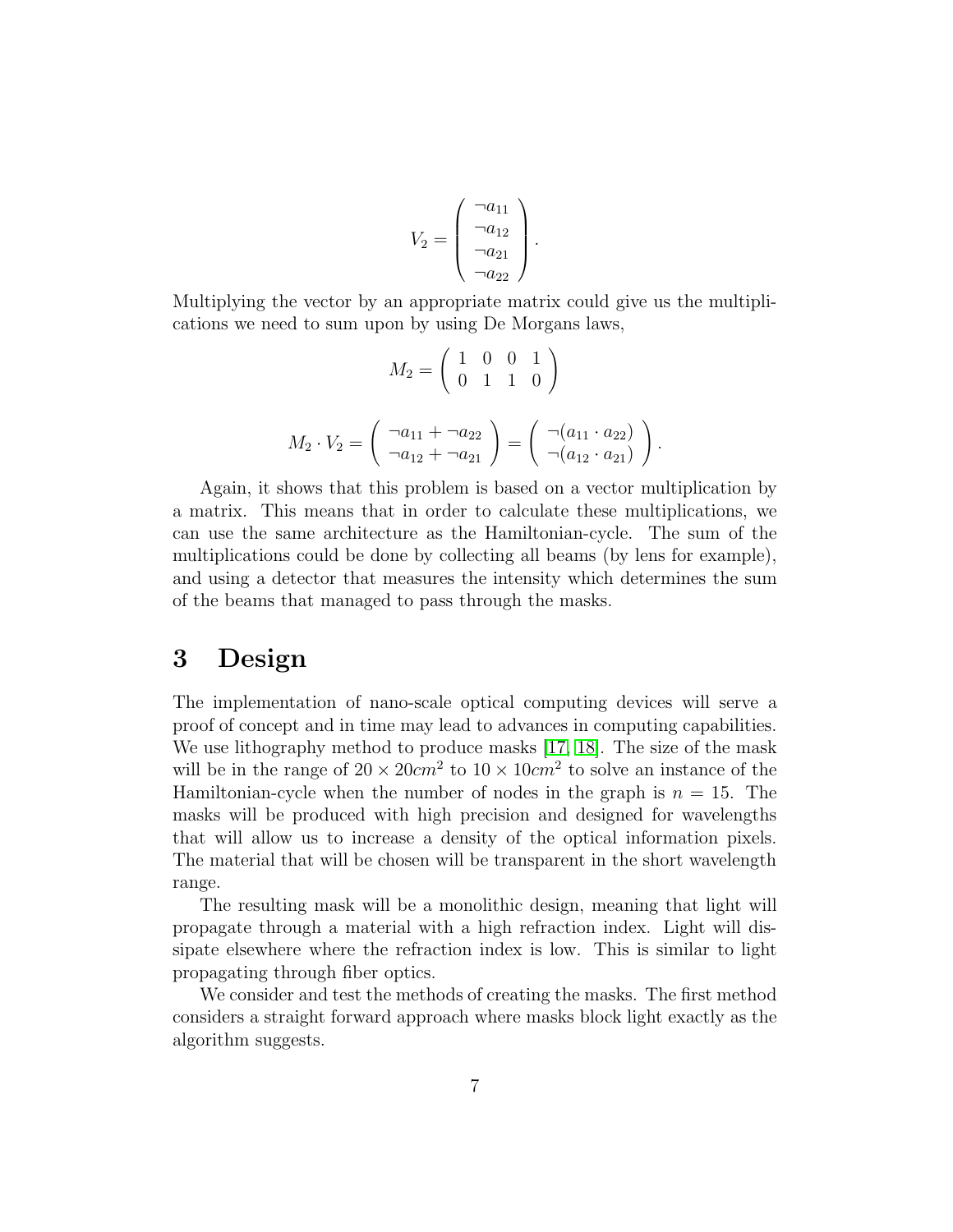$$V_2 = \begin{pmatrix} \neg a_{11} \\ \neg a_{12} \\ \neg a_{21} \\ \neg a_{22} \end{pmatrix}.$$

Multiplying the vector by an appropriate matrix could give us the multiplications we need to sum upon by using De Morgans laws,

$$M_2 = \begin{pmatrix} 1 & 0 & 0 & 1 \\ 0 & 1 & 1 & 0 \end{pmatrix}$$

$$M_2 \cdot V_2 = \begin{pmatrix} \neg a_{11} + \neg a_{22} \\ \neg a_{12} + \neg a_{21} \end{pmatrix} = \begin{pmatrix} \neg(a_{11} \cdot a_{22}) \\ \neg(a_{12} \cdot a_{21}) \end{pmatrix}.$$

Again, it shows that this problem is based on a vector multiplication by a matrix. This means that in order to calculate these multiplications, we can use the same architecture as the Hamiltonian-cycle. The sum of the multiplications could be done by collecting all beams (by lens for example), and using a detector that measures the intensity which determines the sum of the beams that managed to pass through the masks.

# 3 Design

The implementation of nano-scale optical computing devices will serve a proof of concept and in time may lead to advances in computing capabilities. We use lithography method to produce masks [17, 18]. The size of the mask will be in the range of $20 \times 20cm^2$ to $10 \times 10cm^2$ to solve an instance of the Hamiltonian-cycle when the number of nodes in the graph is $n = 15$. The masks will be produced with high precision and designed for wavelengths that will allow us to increase a density of the optical information pixels. The material that will be chosen will be transparent in the short wavelength range.

The resulting mask will be a monolithic design, meaning that light will propagate through a material with a high refraction index. Light will dissipate elsewhere where the refraction index is low. This is similar to light propagating through fiber optics.

We consider and test the methods of creating the masks. The first method considers a straight forward approach where masks block light exactly as the algorithm suggests.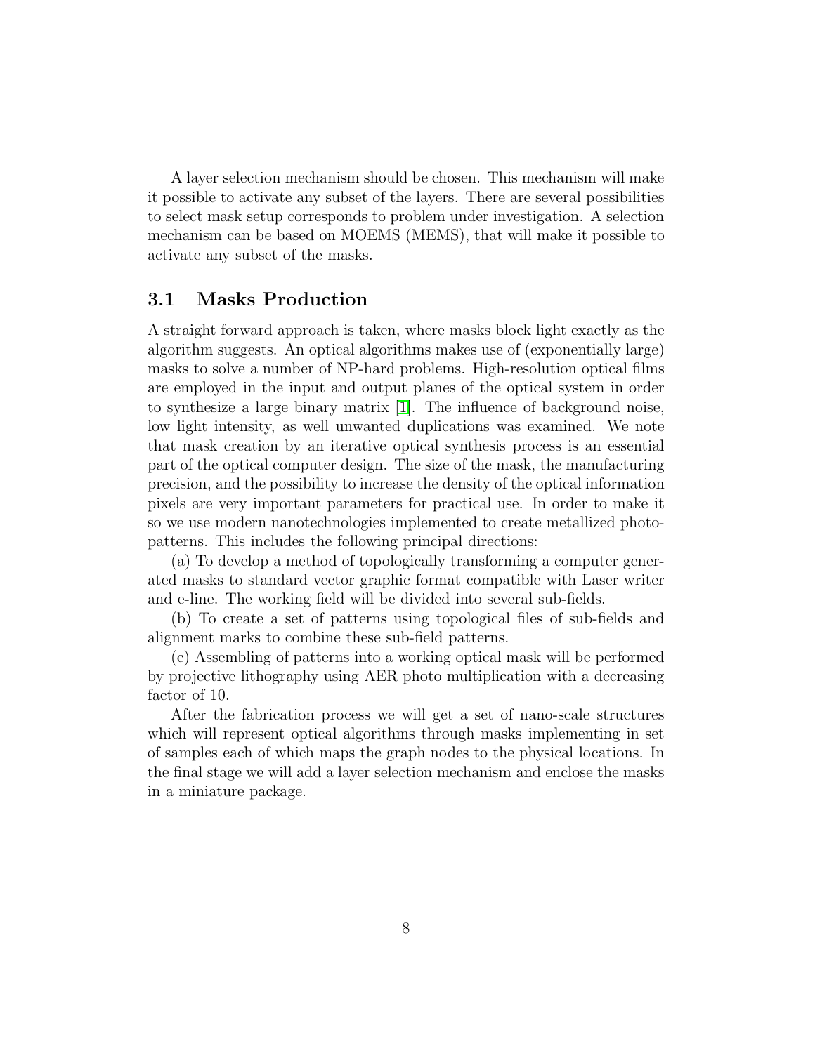A layer selection mechanism should be chosen. This mechanism will make it possible to activate any subset of the layers. There are several possibilities to select mask setup corresponds to problem under investigation. A selection mechanism can be based on MOEMS (MEMS), that will make it possible to activate any subset of the masks.

## 3.1 Masks Production

A straight forward approach is taken, where masks block light exactly as the algorithm suggests. An optical algorithms makes use of (exponentially large) masks to solve a number of NP-hard problems. High-resolution optical films are employed in the input and output planes of the optical system in order to synthesize a large binary matrix [1]. The influence of background noise, low light intensity, as well unwanted duplications was examined. We note that mask creation by an iterative optical synthesis process is an essential part of the optical computer design. The size of the mask, the manufacturing precision, and the possibility to increase the density of the optical information pixels are very important parameters for practical use. In order to make it so we use modern nanotechnologies implemented to create metallized photo-patterns. This includes the following principal directions:

(a) To develop a method of topologically transforming a computer generated masks to standard vector graphic format compatible with Laser writer and e-line. The working field will be divided into several sub-fields.

(b) To create a set of patterns using topological files of sub-fields and alignment marks to combine these sub-field patterns.

(c) Assembling of patterns into a working optical mask will be performed by projective lithography using AER photo multiplication with a decreasing factor of 10.

After the fabrication process we will get a set of nano-scale structures which will represent optical algorithms through masks implementing in set of samples each of which maps the graph nodes to the physical locations. In the final stage we will add a layer selection mechanism and enclose the masks in a miniature package.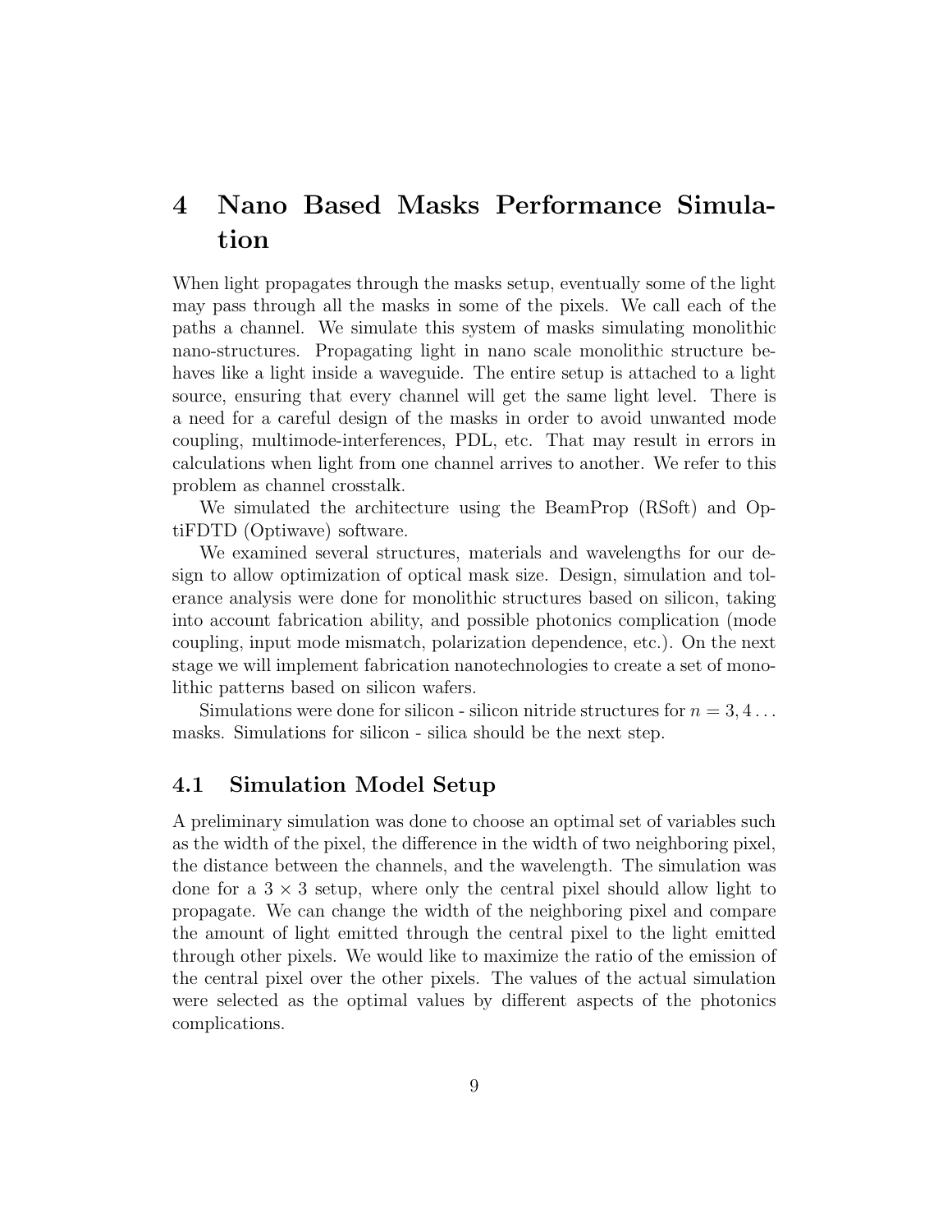# 4 Nano Based Masks Performance Simulation

When light propagates through the masks setup, eventually some of the light may pass through all the masks in some of the pixels. We call each of the paths a channel. We simulate this system of masks simulating monolithic nano-structures. Propagating light in nano scale monolithic structure behaves like a light inside a waveguide. The entire setup is attached to a light source, ensuring that every channel will get the same light level. There is a need for a careful design of the masks in order to avoid unwanted mode coupling, multimode-interferences, PDL, etc. That may result in errors in calculations when light from one channel arrives to another. We refer to this problem as channel crosstalk.

We simulated the architecture using the BeamProp (RSoft) and OptiFDTD (Optiwave) software.

We examined several structures, materials and wavelengths for our design to allow optimization of optical mask size. Design, simulation and tolerance analysis were done for monolithic structures based on silicon, taking into account fabrication ability, and possible photonics complication (mode coupling, input mode mismatch, polarization dependence, etc.). On the next stage we will implement fabrication nanotechnologies to create a set of monolithic patterns based on silicon wafers.

Simulations were done for silicon - silicon nitride structures for $n = 3, 4 \ldots$ masks. Simulations for silicon - silica should be the next step.

## 4.1 Simulation Model Setup

A preliminary simulation was done to choose an optimal set of variables such as the width of the pixel, the difference in the width of two neighboring pixel, the distance between the channels, and the wavelength. The simulation was done for a $3 \times 3$ setup, where only the central pixel should allow light to propagate. We can change the width of the neighboring pixel and compare the amount of light emitted through the central pixel to the light emitted through other pixels. We would like to maximize the ratio of the emission of the central pixel over the other pixels. The values of the actual simulation were selected as the optimal values by different aspects of the photonics complications.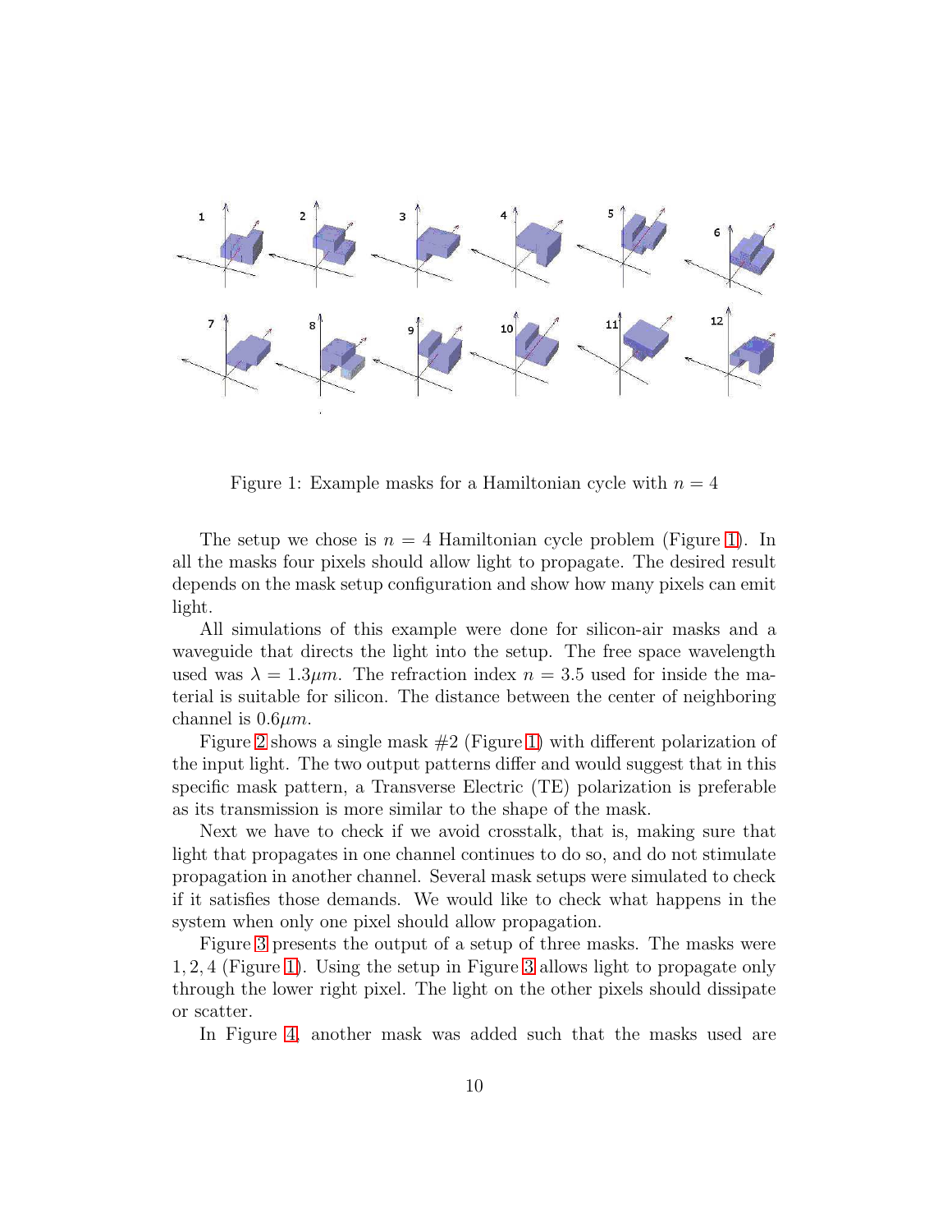Figure 1: Example masks for a Hamiltonian cycle with $n = 4$

The setup we chose is $n = 4$ Hamiltonian cycle problem (Figure 1). In all the masks four pixels should allow light to propagate. The desired result depends on the mask setup configuration and show how many pixels can emit light.

All simulations of this example were done for silicon-air masks and a waveguide that directs the light into the setup. The free space wavelength used was $\lambda = 1.3\mu m$. The refraction index $n = 3.5$ used for inside the material is suitable for silicon. The distance between the center of neighboring channel is $0.6\mu m$.

Figure 2 shows a single mask #2 (Figure 1) with different polarization of the input light. The two output patterns differ and would suggest that in this specific mask pattern, a Transverse Electric (TE) polarization is preferable as its transmission is more similar to the shape of the mask.

Next we have to check if we avoid crosstalk, that is, making sure that light that propagates in one channel continues to do so, and do not stimulate propagation in another channel. Several mask setups were simulated to check if it satisfies those demands. We would like to check what happens in the system when only one pixel should allow propagation.

Figure 3 presents the output of a setup of three masks. The masks were $1, 2, 4$ (Figure 1). Using the setup in Figure 3 allows light to propagate only through the lower right pixel. The light on the other pixels should dissipate or scatter.

In Figure 4, another mask was added such that the masks used are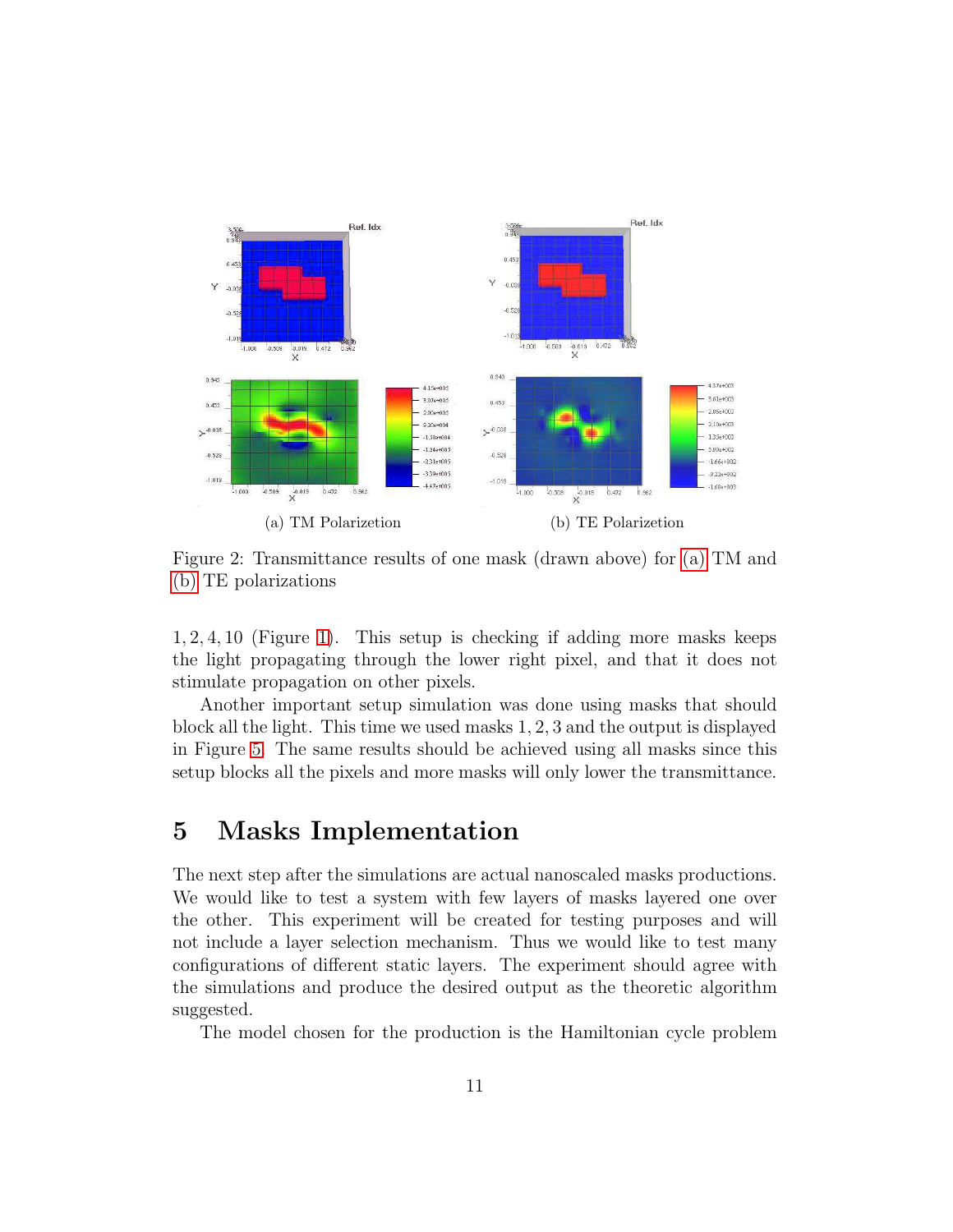(a) TM Polarizetion

(b) TE Polarizetion

Figure 2: Transmittance results of one mask (drawn above) for (a) TM and (b) TE polarizations

1, 2, 4, 10 (Figure 1). This setup is checking if adding more masks keeps the light propagating through the lower right pixel, and that it does not stimulate propagation on other pixels.

Another important setup simulation was done using masks that should block all the light. This time we used masks 1, 2, 3 and the output is displayed in Figure 5. The same results should be achieved using all masks since this setup blocks all the pixels and more masks will only lower the transmittance.

# 5 Masks Implementation

The next step after the simulations are actual nanoscaled masks productions. We would like to test a system with few layers of masks layered one over the other. This experiment will be created for testing purposes and will not include a layer selection mechanism. Thus we would like to test many configurations of different static layers. The experiment should agree with the simulations and produce the desired output as the theoretic algorithm suggested.

The model chosen for the production is the Hamiltonian cycle problem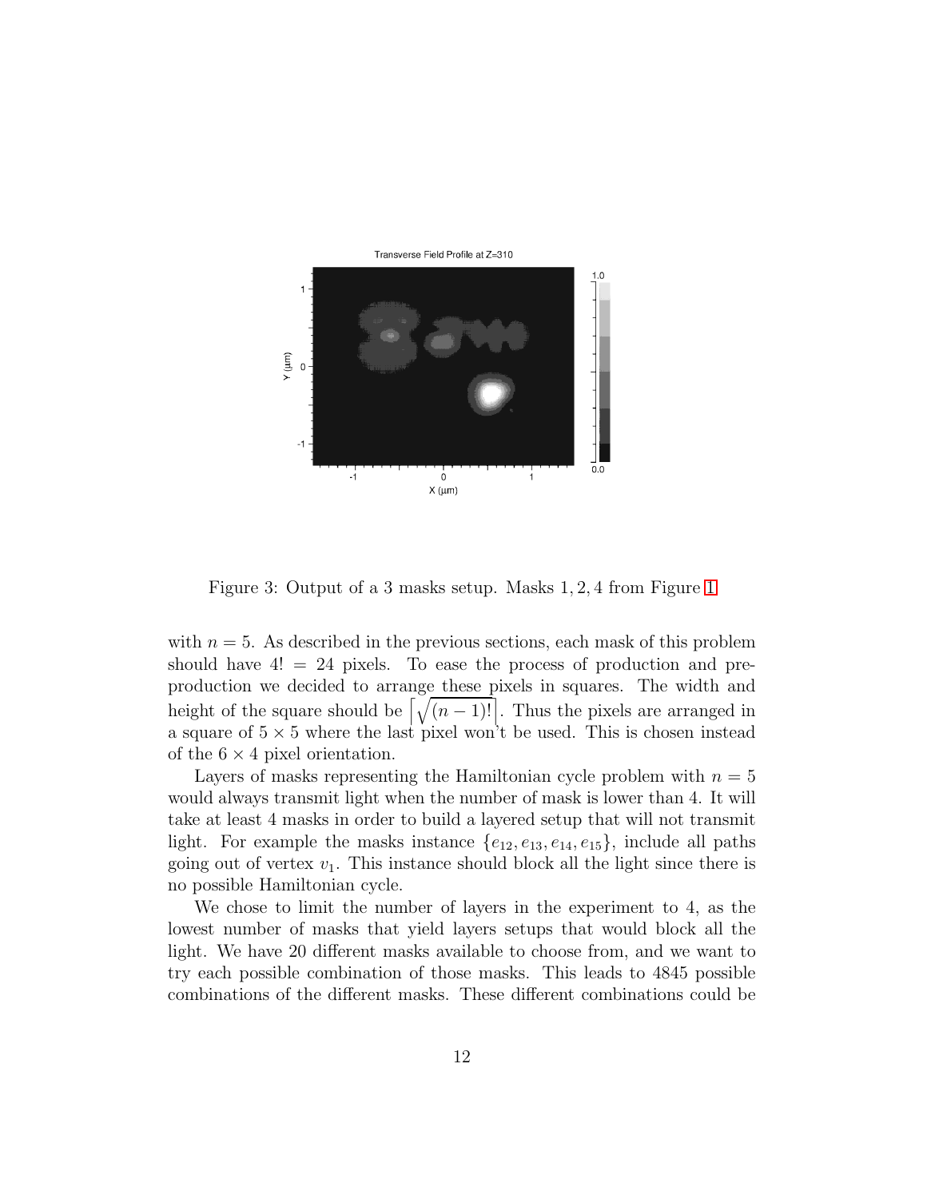Figure 3: Output of a 3 masks setup. Masks 1, 2, 4 from Figure 1

with $n = 5$. As described in the previous sections, each mask of this problem should have $4! = 24$ pixels. To ease the process of production and pre-production we decided to arrange these pixels in squares. The width and height of the square should be $\left\lceil \sqrt{(n-1)!} \right\rceil$. Thus the pixels are arranged in a square of $5 \times 5$ where the last pixel won't be used. This is chosen instead of the $6 \times 4$ pixel orientation.

Layers of masks representing the Hamiltonian cycle problem with $n = 5$ would always transmit light when the number of mask is lower than 4. It will take at least 4 masks in order to build a layered setup that will not transmit light. For example the masks instance $\{e_{12}, e_{13}, e_{14}, e_{15}\}$, include all paths going out of vertex $v_1$. This instance should block all the light since there is no possible Hamiltonian cycle.

We chose to limit the number of layers in the experiment to 4, as the lowest number of masks that yield layers setups that would block all the light. We have 20 different masks available to choose from, and we want to try each possible combination of those masks. This leads to 4845 possible combinations of the different masks. These different combinations could be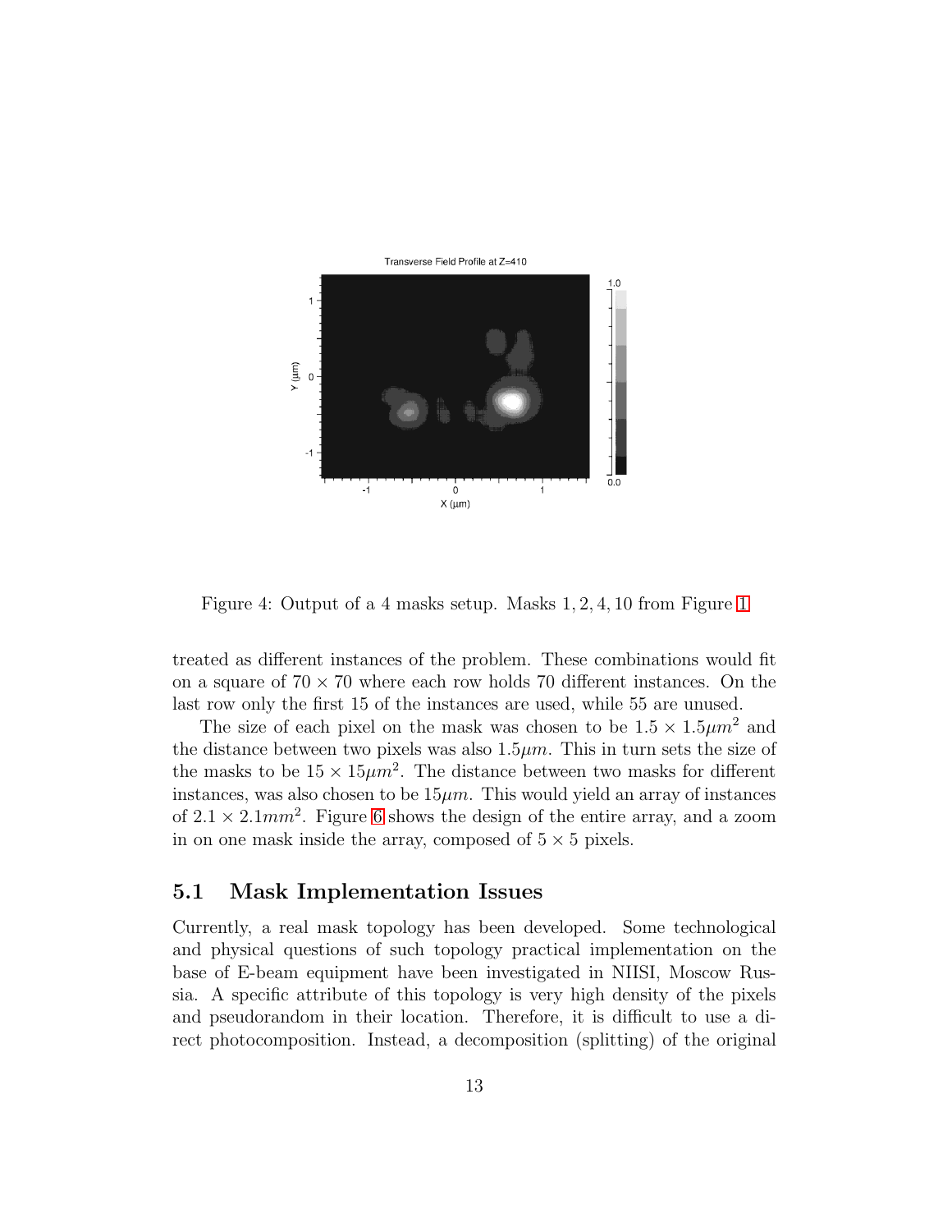Figure 4: Output of a 4 masks setup. Masks 1, 2, 4, 10 from Figure 1

treated as different instances of the problem. These combinations would fit on a square of $70 \times 70$ where each row holds 70 different instances. On the last row only the first 15 of the instances are used, while 55 are unused.

The size of each pixel on the mask was chosen to be $1.5 \times 1.5\mu m^2$ and the distance between two pixels was also $1.5\mu m$. This in turn sets the size of the masks to be $15 \times 15\mu m^2$. The distance between two masks for different instances, was also chosen to be $15\mu m$. This would yield an array of instances of $2.1 \times 2.1mm^2$. Figure 6 shows the design of the entire array, and a zoom in on one mask inside the array, composed of $5 \times 5$ pixels.

## 5.1 Mask Implementation Issues

Currently, a real mask topology has been developed. Some technological and physical questions of such topology practical implementation on the base of E-beam equipment have been investigated in NIISI, Moscow Russia. A specific attribute of this topology is very high density of the pixels and pseudorandom in their location. Therefore, it is difficult to use a direct photocomposition. Instead, a decomposition (splitting) of the original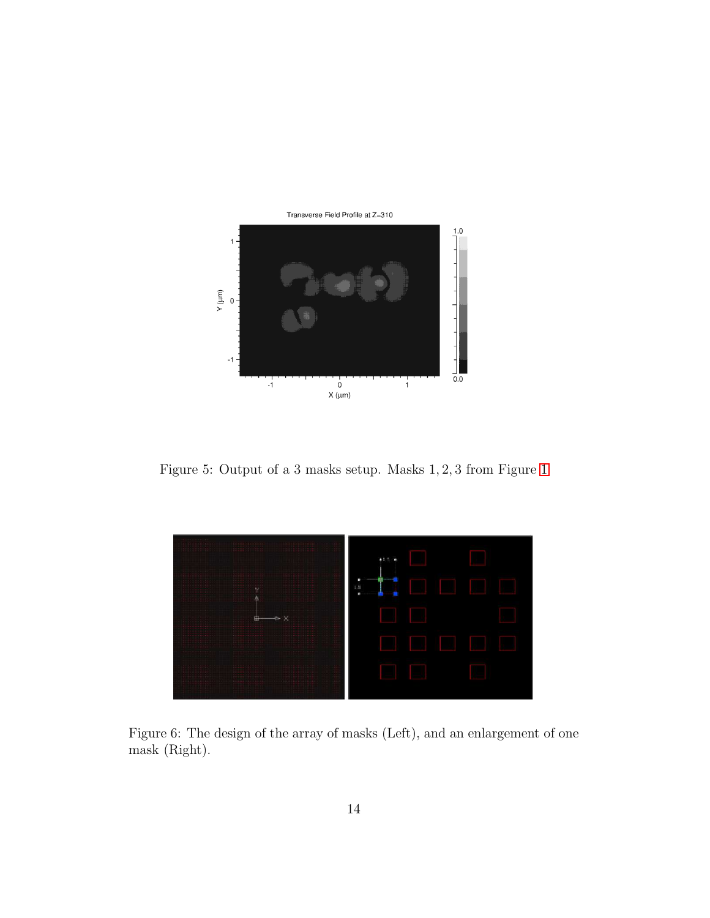Figure 5: Output of a 3 masks setup. Masks 1, 2, 3 from Figure 1

Figure 6: The design of the array of masks (Left), and an enlargement of one mask (Right).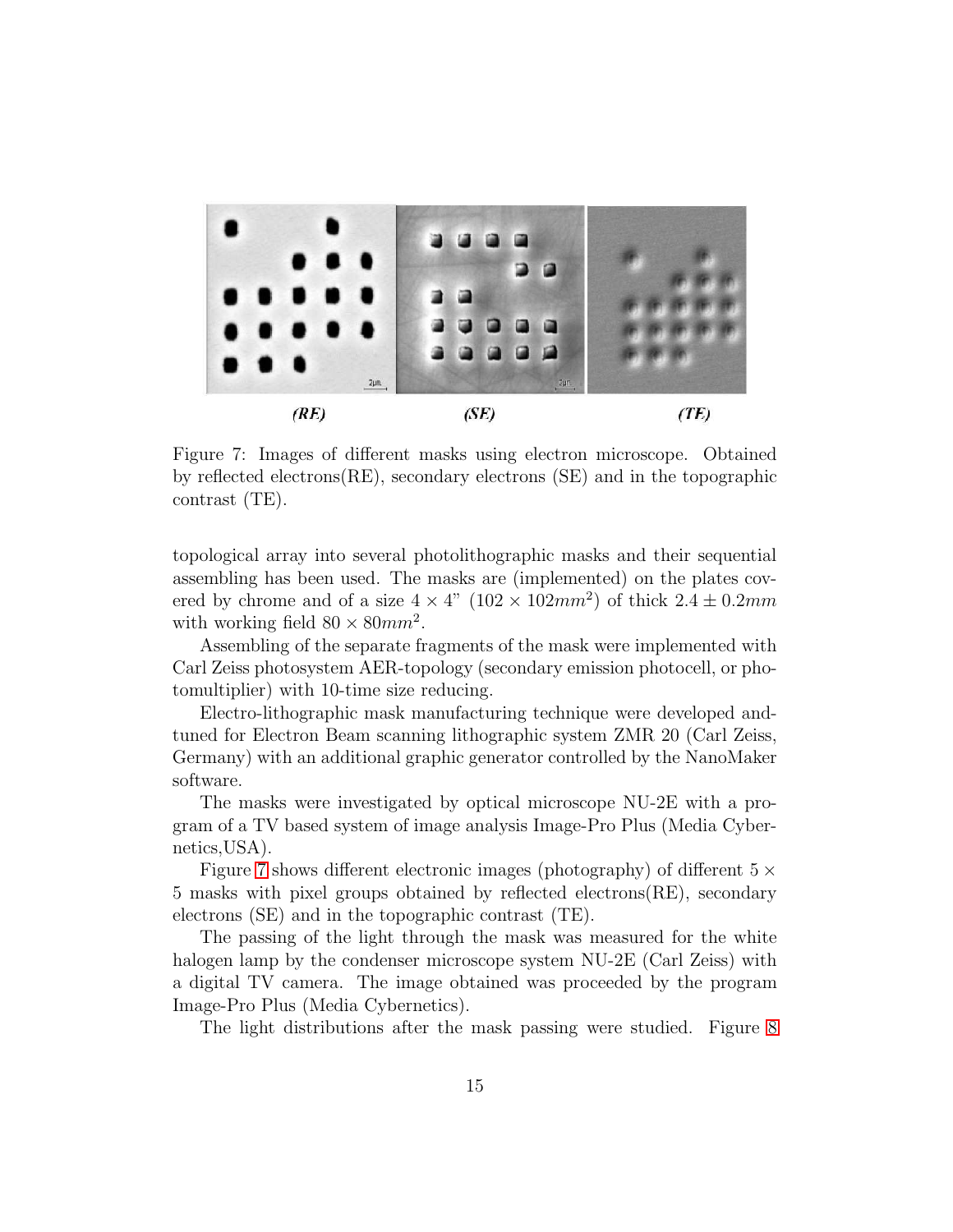(RE) (SE) (TE)

Figure 7: Images of different masks using electron microscope. Obtained by reflected electrons(RE), secondary electrons (SE) and in the topographic contrast (TE).

topological array into several photolithographic masks and their sequential assembling has been used. The masks are (implemented) on the plates covered by chrome and of a size $4 \times 4$" $(102 \times 102 mm^2)$ of thick $2.4 \pm 0.2mm$ with working field $80 \times 80mm^2$.

Assembling of the separate fragments of the mask were implemented with Carl Zeiss photosystem AER-topology (secondary emission photocell, or photomultiplier) with 10-time size reducing.

Electro-lithographic mask manufacturing technique were developed and-tuned for Electron Beam scanning lithographic system ZMR 20 (Carl Zeiss, Germany) with an additional graphic generator controlled by the NanoMaker software.

The masks were investigated by optical microscope NU-2E with a program of a TV based system of image analysis Image-Pro Plus (Media Cybernetics,USA).

Figure 7 shows different electronic images (photography) of different $5 \times 5$ masks with pixel groups obtained by reflected electrons(RE), secondary electrons (SE) and in the topographic contrast (TE).

The passing of the light through the mask was measured for the white halogen lamp by the condenser microscope system NU-2E (Carl Zeiss) with a digital TV camera. The image obtained was proceeded by the program Image-Pro Plus (Media Cybernetics).

The light distributions after the mask passing were studied. Figure 8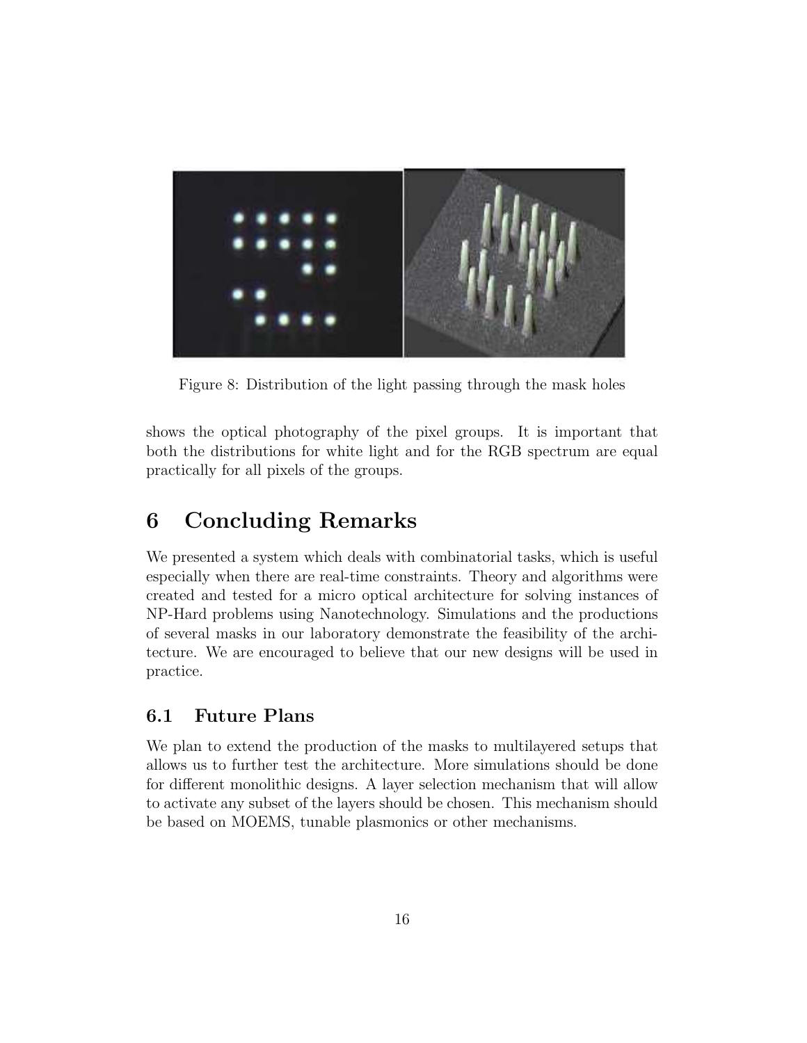Figure 8: Distribution of the light passing through the mask holes

shows the optical photography of the pixel groups. It is important that both the distributions for white light and for the RGB spectrum are equal practically for all pixels of the groups.

# 6 Concluding Remarks

We presented a system which deals with combinatorial tasks, which is useful especially when there are real-time constraints. Theory and algorithms were created and tested for a micro optical architecture for solving instances of NP-Hard problems using Nanotechnology. Simulations and the productions of several masks in our laboratory demonstrate the feasibility of the architecture. We are encouraged to believe that our new designs will be used in practice.

## 6.1 Future Plans

We plan to extend the production of the masks to multilayered setups that allows us to further test the architecture. More simulations should be done for different monolithic designs. A layer selection mechanism that will allow to activate any subset of the layers should be chosen. This mechanism should be based on MOEMS, tunable plasmonics or other mechanisms.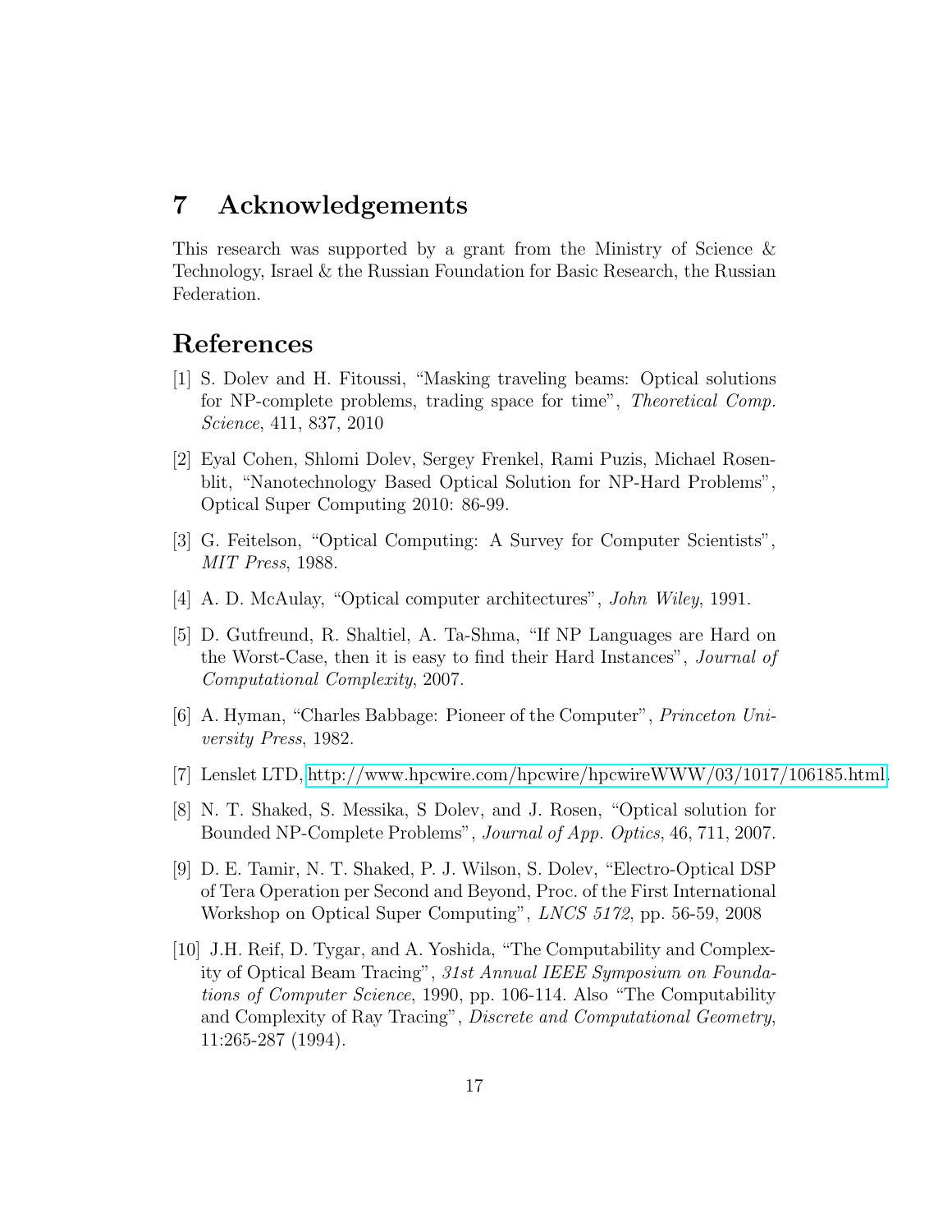## 7 Acknowledgements

This research was supported by a grant from the Ministry of Science & Technology, Israel & the Russian Foundation for Basic Research, the Russian Federation.

## References

[1] S. Dolev and H. Fitoussi, "Masking traveling beams: Optical solutions for NP-complete problems, trading space for time", *Theoretical Comp. Science*, 411, 837, 2010

[2] Eyal Cohen, Shlomi Dolev, Sergey Frenkel, Rami Puzis, Michael Rosenblit, "Nanotechnology Based Optical Solution for NP-Hard Problems", Optical Super Computing 2010: 86-99.

[3] G. Feitelson, "Optical Computing: A Survey for Computer Scientists", *MIT Press*, 1988.

[4] A. D. McAulay, "Optical computer architectures", *John Wiley*, 1991.

[5] D. Gutfreund, R. Shaltiel, A. Ta-Shma, "If NP Languages are Hard on the Worst-Case, then it is easy to find their Hard Instances", *Journal of Computational Complexity*, 2007.

[6] A. Hyman, "Charles Babbage: Pioneer of the Computer", *Princeton University Press*, 1982.

[7] Lenslet LTD, http://www.hpcwire.com/hpcwire/hpcwireWWW/03/1017/106185.html.

[8] N. T. Shaked, S. Messika, S Dolev, and J. Rosen, "Optical solution for Bounded NP-Complete Problems", *Journal of App. Optics*, 46, 711, 2007.

[9] D. E. Tamir, N. T. Shaked, P. J. Wilson, S. Dolev, "Electro-Optical DSP of Tera Operation per Second and Beyond, Proc. of the First International Workshop on Optical Super Computing", *LNCS 5172*, pp. 56-59, 2008

[10] J.H. Reif, D. Tygar, and A. Yoshida, "The Computability and Complexity of Optical Beam Tracing", *31st Annual IEEE Symposium on Foundations of Computer Science*, 1990, pp. 106-114. Also "The Computability and Complexity of Ray Tracing", *Discrete and Computational Geometry*, 11:265-287 (1994).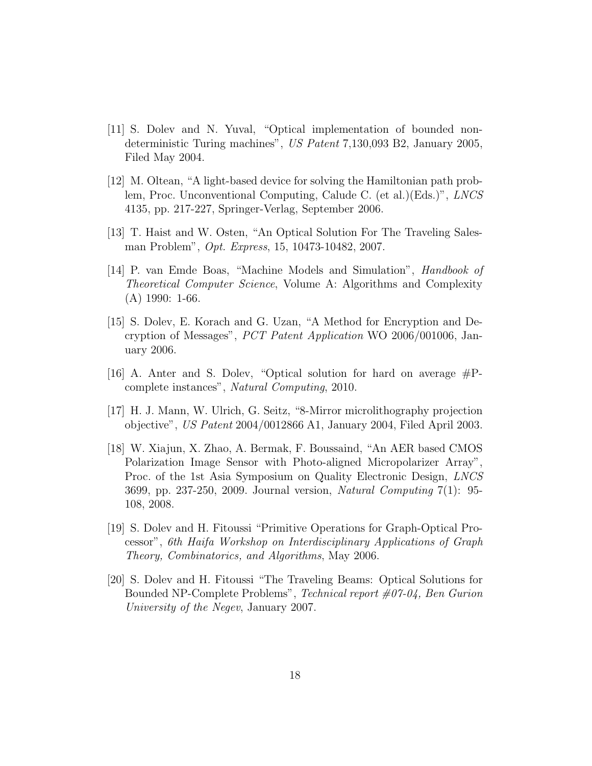[11] S. Dolev and N. Yuval, "Optical implementation of bounded non-deterministic Turing machines", *US Patent* 7,130,093 B2, January 2005, Filed May 2004.

[12] M. Oltean, "A light-based device for solving the Hamiltonian path problem, Proc. Unconventional Computing, Calude C. (et al.)(Eds.)", *LNCS* 4135, pp. 217-227, Springer-Verlag, September 2006.

[13] T. Haist and W. Osten, "An Optical Solution For The Traveling Salesman Problem", *Opt. Express*, 15, 10473-10482, 2007.

[14] P. van Emde Boas, "Machine Models and Simulation", *Handbook of Theoretical Computer Science*, Volume A: Algorithms and Complexity (A) 1990: 1-66.

[15] S. Dolev, E. Korach and G. Uzan, "A Method for Encryption and Decryption of Messages", *PCT Patent Application* WO 2006/001006, January 2006.

[16] A. Anter and S. Dolev, "Optical solution for hard on average #P-complete instances", *Natural Computing*, 2010.

[17] H. J. Mann, W. Ulrich, G. Seitz, "8-Mirror microlithography projection objective", *US Patent* 2004/0012866 A1, January 2004, Filed April 2003.

[18] W. Xiajun, X. Zhao, A. Bermak, F. Boussaind, "An AER based CMOS Polarization Image Sensor with Photo-aligned Micropolarizer Array", Proc. of the 1st Asia Symposium on Quality Electronic Design, *LNCS* 3699, pp. 237-250, 2009. Journal version, *Natural Computing* 7(1): 95-108, 2008.

[19] S. Dolev and H. Fitoussi "Primitive Operations for Graph-Optical Processor", *6th Haifa Workshop on Interdisciplinary Applications of Graph Theory, Combinatorics, and Algorithms*, May 2006.

[20] S. Dolev and H. Fitoussi "The Traveling Beams: Optical Solutions for Bounded NP-Complete Problems", *Technical report #07-04, Ben Gurion University of the Negev*, January 2007.